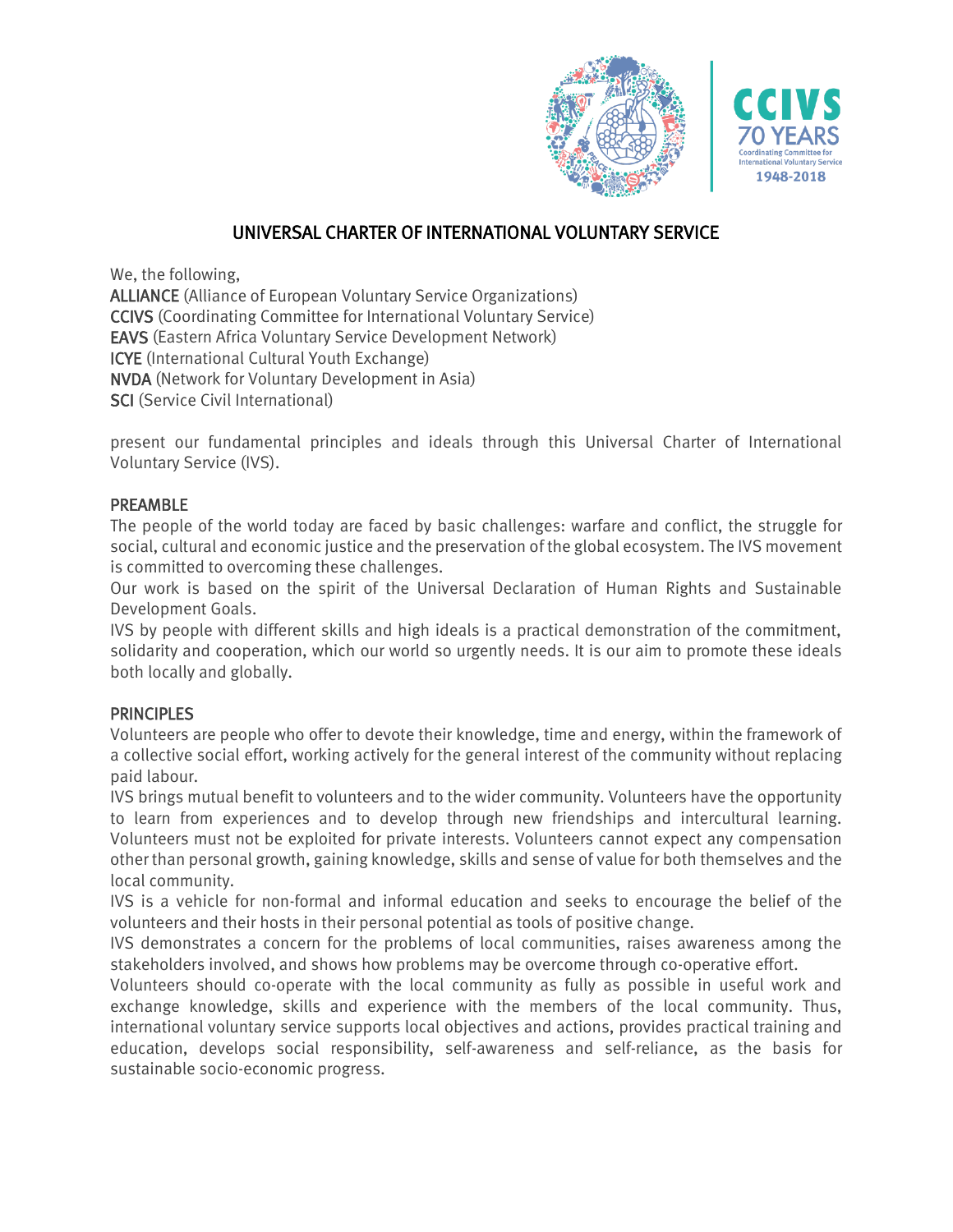# UNIVERSAL CHARTER OF INTERNATIONAL VOLUNTARY SERVICE

We, the following,
ALLIANCE (Alliance of European Voluntary Service Organizations)
CCIVS (Coordinating Committee for International Voluntary Service)
EAVS (Eastern Africa Voluntary Service Development Network)
ICYE (International Cultural Youth Exchange)
NVDA (Network for Voluntary Development in Asia)
SCI (Service Civil International)

present our fundamental principles and ideals through this Universal Charter of International Voluntary Service (IVS).

## PREAMBLE

The people of the world today are faced by basic challenges: warfare and conflict, the struggle for social, cultural and economic justice and the preservation of the global ecosystem. The IVS movement is committed to overcoming these challenges.
Our work is based on the spirit of the Universal Declaration of Human Rights and Sustainable Development Goals.
IVS by people with different skills and high ideals is a practical demonstration of the commitment, solidarity and cooperation, which our world so urgently needs. It is our aim to promote these ideals both locally and globally.

## PRINCIPLES

Volunteers are people who offer to devote their knowledge, time and energy, within the framework of a collective social effort, working actively for the general interest of the community without replacing paid labour.
IVS brings mutual benefit to volunteers and to the wider community. Volunteers have the opportunity to learn from experiences and to develop through new friendships and intercultural learning. Volunteers must not be exploited for private interests. Volunteers cannot expect any compensation other than personal growth, gaining knowledge, skills and sense of value for both themselves and the local community.
IVS is a vehicle for non-formal and informal education and seeks to encourage the belief of the volunteers and their hosts in their personal potential as tools of positive change.
IVS demonstrates a concern for the problems of local communities, raises awareness among the stakeholders involved, and shows how problems may be overcome through co-operative effort.
Volunteers should co-operate with the local community as fully as possible in useful work and exchange knowledge, skills and experience with the members of the local community. Thus, international voluntary service supports local objectives and actions, provides practical training and education, develops social responsibility, self-awareness and self-reliance, as the basis for sustainable socio-economic progress.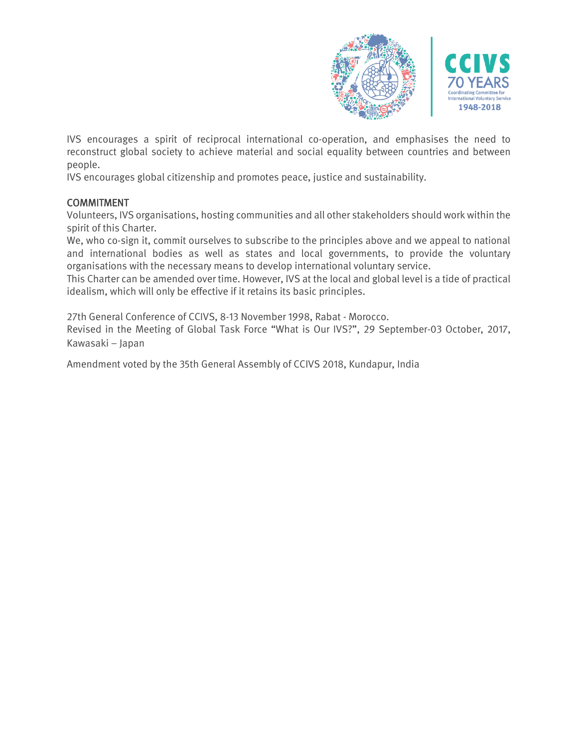IVS encourages a spirit of reciprocal international co-operation, and emphasises the need to reconstruct global society to achieve material and social equality between countries and between people.

IVS encourages global citizenship and promotes peace, justice and sustainability.

## COMMITMENT

Volunteers, IVS organisations, hosting communities and all other stakeholders should work within the spirit of this Charter.

We, who co-sign it, commit ourselves to subscribe to the principles above and we appeal to national and international bodies as well as states and local governments, to provide the voluntary organisations with the necessary means to develop international voluntary service.

This Charter can be amended over time. However, IVS at the local and global level is a tide of practical idealism, which will only be effective if it retains its basic principles.

27th General Conference of CCIVS, 8-13 November 1998, Rabat - Morocco.

Revised in the Meeting of Global Task Force "What is Our IVS?", 29 September-03 October, 2017, Kawasaki – Japan

Amendment voted by the 35th General Assembly of CCIVS 2018, Kundapur, India